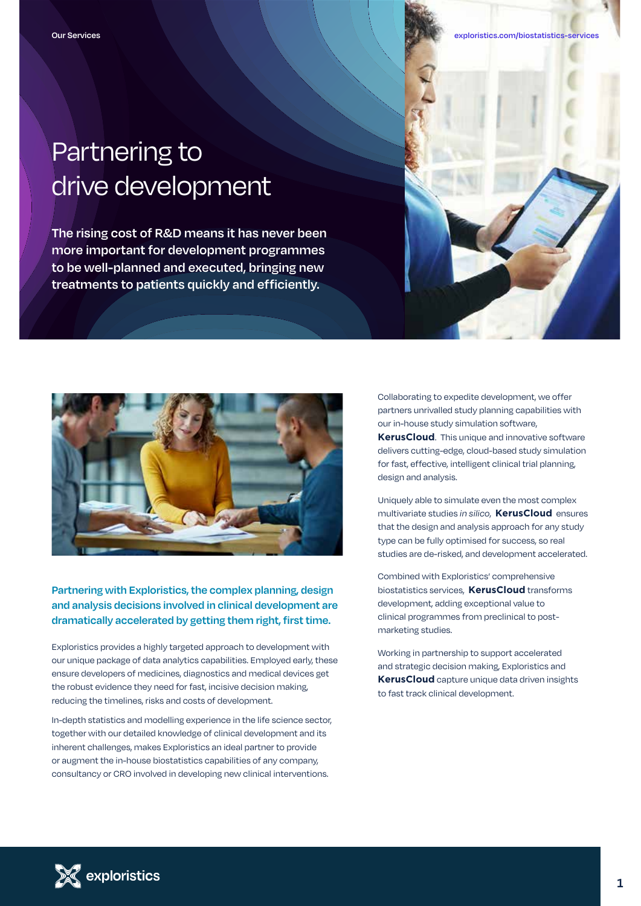Our Services

explorístics.com/biostatistics-services

# Partnering to drive development

**The rising cost of R&D means it has never been more important for development programmes to be well-planned and executed, bringing new treatments to patients quickly and efficiently.**

**Partnering with Exploristics, the complex planning, design and analysis decisions involved in clinical development are dramatically accelerated by getting them right, first time.**

Exploristics provides a highly targeted approach to development with our unique package of data analytics capabilities. Employed early, these ensure developers of medicines, diagnostics and medical devices get the robust evidence they need for fast, incisive decision making, reducing the timelines, risks and costs of development.

In-depth statistics and modelling experience in the life science sector, together with our detailed knowledge of clinical development and its inherent challenges, makes Exploristics an ideal partner to provide or augment the in-house biostatistics capabilities of any company, consultancy or CRO involved in developing new clinical interventions.

Collaborating to expedite development, we offer partners unrivalled study planning capabilities with our in-house study simulation software, **KerusCloud**. This unique and innovative software delivers cutting-edge, cloud-based study simulation for fast, effective, intelligent clinical trial planning, design and analysis.

Uniquely able to simulate even the most complex multivariate studies *in silico*, **KerusCloud** ensures that the design and analysis approach for any study type can be fully optimised for success, so real studies are de-risked, and development accelerated.

Combined with Exploristics' comprehensive biostatistics services, **KerusCloud** transforms development, adding exceptional value to clinical programmes from preclinical to post-marketing studies.

Working in partnership to support accelerated and strategic decision making, Exploristics and **KerusCloud** capture unique data driven insights to fast track clinical development.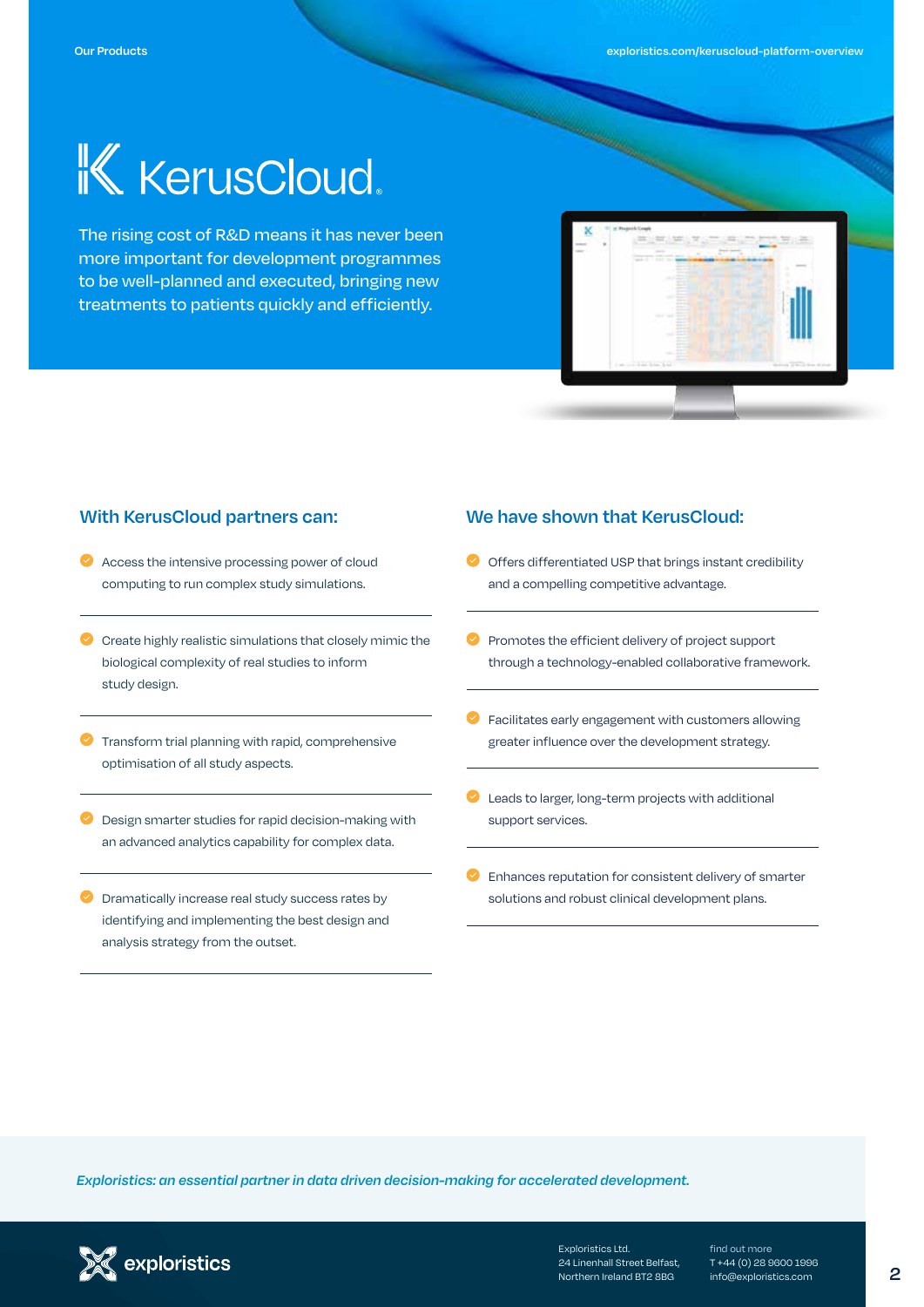Our Products

explioristics.com/keruscloud-platform-overview

# KerusCloud

The rising cost of R&D means it has never been more important for development programmes to be well-planned and executed, bringing new treatments to patients quickly and efficiently.

## With KerusCloud partners can:

- Access the intensive processing power of cloud computing to run complex study simulations.
- Create highly realistic simulations that closely mimic the biological complexity of real studies to inform study design.
- Transform trial planning with rapid, comprehensive optimisation of all study aspects.
- Design smarter studies for rapid decision-making with an advanced analytics capability for complex data.
- Dramatically increase real study success rates by identifying and implementing the best design and analysis strategy from the outset.

## We have shown that KerusCloud:

- Offers differentiated USP that brings instant credibility and a compelling competitive advantage.
- Promotes the efficient delivery of project support through a technology-enabled collaborative framework.
- Facilitates early engagement with customers allowing greater influence over the development strategy.
- Leads to larger, long-term projects with additional support services.
- Enhances reputation for consistent delivery of smarter solutions and robust clinical development plans.

*Exploristics: an essential partner in data driven decision-making for accelerated development.*

exploristics

Exploristics Ltd.
24 Linenhall Street Belfast,
Northern Ireland BT2 8BG

find out more
T +44 (0) 28 9600 1996
info@exploristics.com